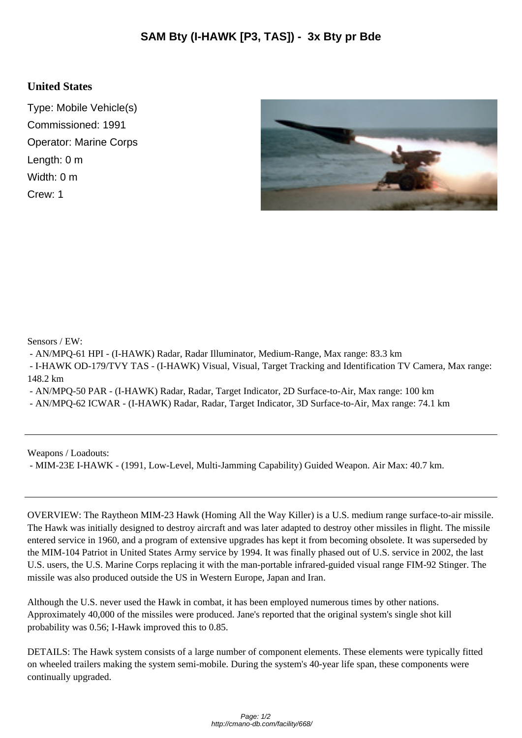# SAM Bty (I-HAWK [P3, TAS]) - 3x Bty pr Bde

## United States

Type: Mobile Vehicle(s)
Commissioned: 1991
Operator: Marine Corps
Length: 0 m
Width: 0 m
Crew: 1

Sensors / EW:

- AN/MPQ-61 HPI - (I-HAWK) Radar, Radar Illuminator, Medium-Range, Max range: 83.3 km
- I-HAWK OD-179/TVY TAS - (I-HAWK) Visual, Visual, Target Tracking and Identification TV Camera, Max range: 148.2 km
- AN/MPQ-50 PAR - (I-HAWK) Radar, Radar, Target Indicator, 2D Surface-to-Air, Max range: 100 km
- AN/MPQ-62 ICWAR - (I-HAWK) Radar, Radar, Target Indicator, 3D Surface-to-Air, Max range: 74.1 km

---

Weapons / Loadouts:

- MIM-23E I-HAWK - (1991, Low-Level, Multi-Jamming Capability) Guided Weapon. Air Max: 40.7 km.

---

OVERVIEW: The Raytheon MIM-23 Hawk (Homing All the Way Killer) is a U.S. medium range surface-to-air missile. The Hawk was initially designed to destroy aircraft and was later adapted to destroy other missiles in flight. The missile entered service in 1960, and a program of extensive upgrades has kept it from becoming obsolete. It was superseded by the MIM-104 Patriot in United States Army service by 1994. It was finally phased out of U.S. service in 2002, the last U.S. users, the U.S. Marine Corps replacing it with the man-portable infrared-guided visual range FIM-92 Stinger. The missile was also produced outside the US in Western Europe, Japan and Iran.

Although the U.S. never used the Hawk in combat, it has been employed numerous times by other nations. Approximately 40,000 of the missiles were produced. Jane's reported that the original system's single shot kill probability was 0.56; I-Hawk improved this to 0.85.

DETAILS: The Hawk system consists of a large number of component elements. These elements were typically fitted on wheeled trailers making the system semi-mobile. During the system's 40-year life span, these components were continually upgraded.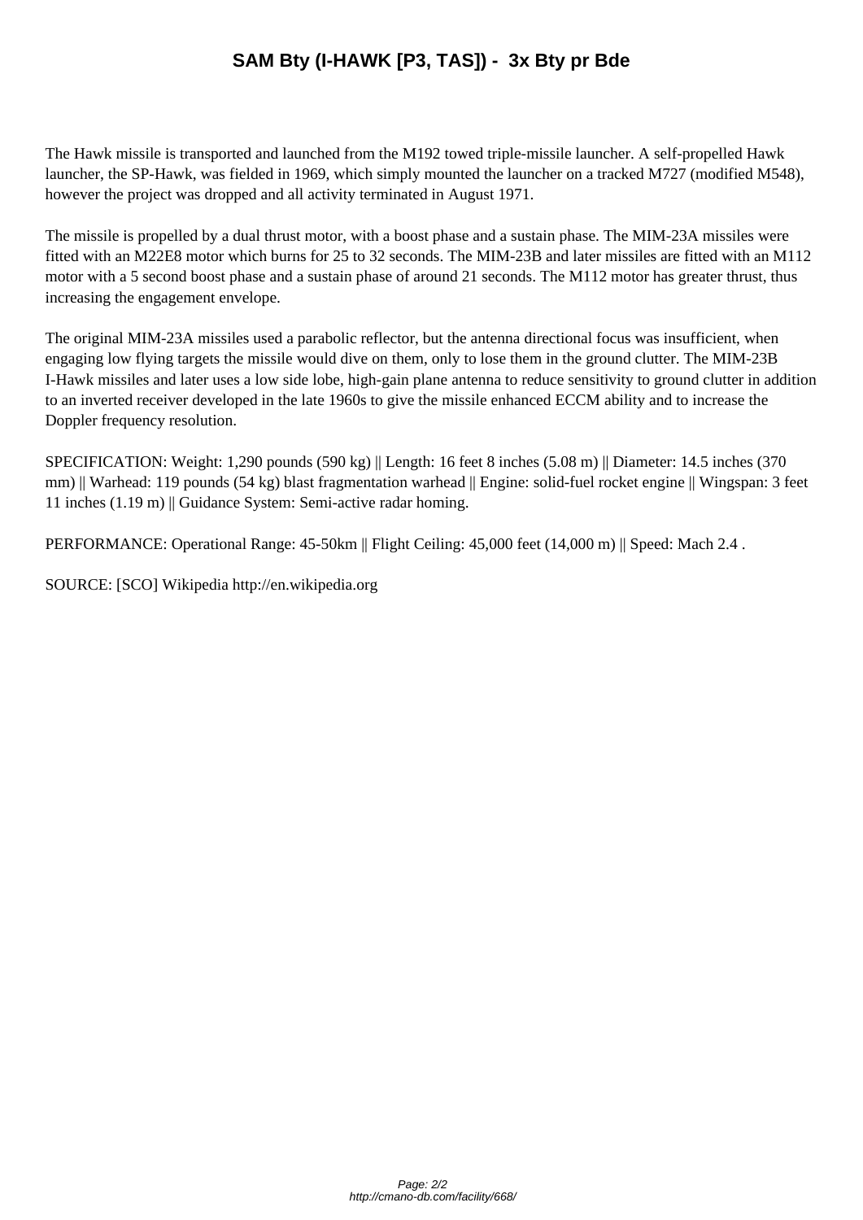# SAM Bty (I-HAWK [P3, TAS]) - 3x Bty pr Bde

The Hawk missile is transported and launched from the M192 towed triple-missile launcher. A self-propelled Hawk launcher, the SP-Hawk, was fielded in 1969, which simply mounted the launcher on a tracked M727 (modified M548), however the project was dropped and all activity terminated in August 1971.

The missile is propelled by a dual thrust motor, with a boost phase and a sustain phase. The MIM-23A missiles were fitted with an M22E8 motor which burns for 25 to 32 seconds. The MIM-23B and later missiles are fitted with an M112 motor with a 5 second boost phase and a sustain phase of around 21 seconds. The M112 motor has greater thrust, thus increasing the engagement envelope.

The original MIM-23A missiles used a parabolic reflector, but the antenna directional focus was insufficient, when engaging low flying targets the missile would dive on them, only to lose them in the ground clutter. The MIM-23B I-Hawk missiles and later uses a low side lobe, high-gain plane antenna to reduce sensitivity to ground clutter in addition to an inverted receiver developed in the late 1960s to give the missile enhanced ECCM ability and to increase the Doppler frequency resolution.

SPECIFICATION: Weight: 1,290 pounds (590 kg) || Length: 16 feet 8 inches (5.08 m) || Diameter: 14.5 inches (370 mm) || Warhead: 119 pounds (54 kg) blast fragmentation warhead || Engine: solid-fuel rocket engine || Wingspan: 3 feet 11 inches (1.19 m) || Guidance System: Semi-active radar homing.

PERFORMANCE: Operational Range: 45-50km || Flight Ceiling: 45,000 feet (14,000 m) || Speed: Mach 2.4 .

SOURCE: [SCO] Wikipedia http://en.wikipedia.org